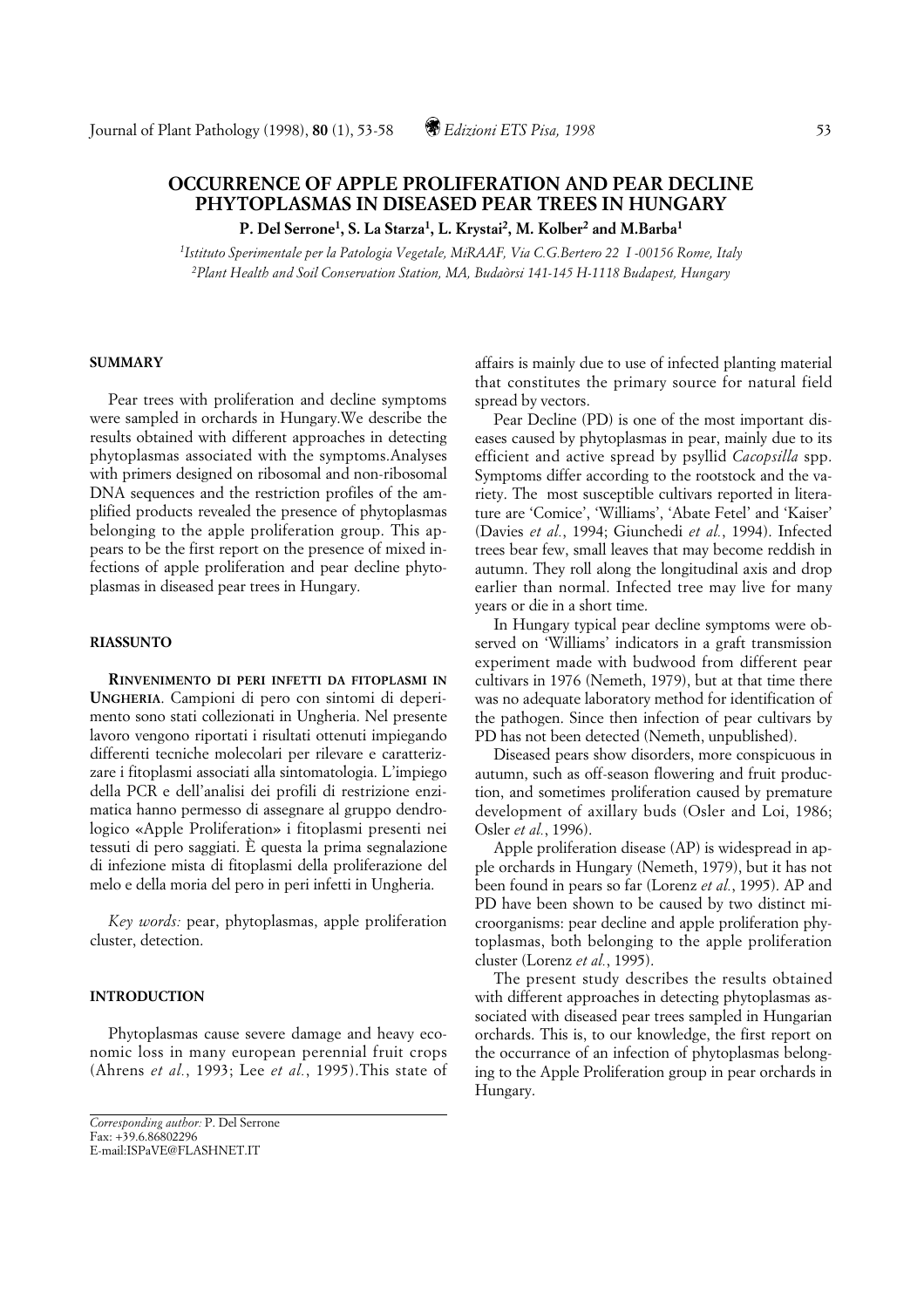# OCCURRENCE OF APPLE PROLIFERATION AND PEAR DECLINE PHYTOPLASMAS IN DISEASED PEAR TREES IN HUNGARY

**P. Del Serrone[1], S. La Starza[1], L. Krystai[2], M. Kolber[2] and M.Barba[1]**

[1]*Istituto Sperimentale per la Patologia Vegetale, MiRAAF, Via C.G.Bertero 22 I -00156 Rome, Italy*
[2]*Plant Health and Soil Conservation Station, MA, Budaòrsi 141-145 H-1118 Budapest, Hungary*

## SUMMARY

Pear trees with proliferation and decline symptoms were sampled in orchards in Hungary.We describe the results obtained with different approaches in detecting phytoplasmas associated with the symptoms.Analyses with primers designed on ribosomal and non-ribosomal DNA sequences and the restriction profiles of the amplified products revealed the presence of phytoplasmas belonging to the apple proliferation group. This appears to be the first report on the presence of mixed infections of apple proliferation and pear decline phytoplasmas in diseased pear trees in Hungary.

## RIASSUNTO

**RINVENIMENTO DI PERI INFETTI DA FITOPLASMI IN UNGHERIA**. Campioni di pero con sintomi di deperimento sono stati collezionati in Ungheria. Nel presente lavoro vengono riportati i risultati ottenuti impiegando differenti tecniche molecolari per rilevare e caratterizzare i fitoplasmi associati alla sintomatologia. L'impiego della PCR e dell'analisi dei profili di restrizione enzimatica hanno permesso di assegnare al gruppo dendrologico «Apple Proliferation» i fitoplasmi presenti nei tessuti di pero saggiati. È questa la prima segnalazione di infezione mista di fitoplasmi della proliferazione del melo e della moria del pero in peri infetti in Ungheria.

*Key words:* pear, phytoplasmas, apple proliferation cluster, detection.

## INTRODUCTION

Phytoplasmas cause severe damage and heavy economic loss in many european perennial fruit crops (Ahrens *et al.*, 1993; Lee *et al.*, 1995).This state of affairs is mainly due to use of infected planting material that constitutes the primary source for natural field spread by vectors.

Pear Decline (PD) is one of the most important diseases caused by phytoplasmas in pear, mainly due to its efficient and active spread by psyllid *Cacopsilla* spp. Symptoms differ according to the rootstock and the variety. The most susceptible cultivars reported in literature are 'Comice', 'Williams', 'Abate Fetel' and 'Kaiser' (Davies *et al.*, 1994; Giunchedi *et al.*, 1994). Infected trees bear few, small leaves that may become reddish in autumn. They roll along the longitudinal axis and drop earlier than normal. Infected tree may live for many years or die in a short time.

In Hungary typical pear decline symptoms were observed on 'Williams' indicators in a graft transmission experiment made with budwood from different pear cultivars in 1976 (Nemeth, 1979), but at that time there was no adequate laboratory method for identification of the pathogen. Since then infection of pear cultivars by PD has not been detected (Nemeth, unpublished).

Diseased pears show disorders, more conspicuous in autumn, such as off-season flowering and fruit production, and sometimes proliferation caused by premature development of axillary buds (Osler and Loi, 1986; Osler *et al.*, 1996).

Apple proliferation disease (AP) is widespread in apple orchards in Hungary (Nemeth, 1979), but it has not been found in pears so far (Lorenz *et al.*, 1995). AP and PD have been shown to be caused by two distinct microorganisms: pear decline and apple proliferation phytoplasmas, both belonging to the apple proliferation cluster (Lorenz *et al.*, 1995).

The present study describes the results obtained with different approaches in detecting phytoplasmas associated with diseased pear trees sampled in Hungarian orchards. This is, to our knowledge, the first report on the occurrance of an infection of phytoplasmas belonging to the Apple Proliferation group in pear orchards in Hungary.

*Corresponding author:* P. Del Serrone
Fax: +39.6.86802296
E-mail:ISPaVE@FLASHNET.IT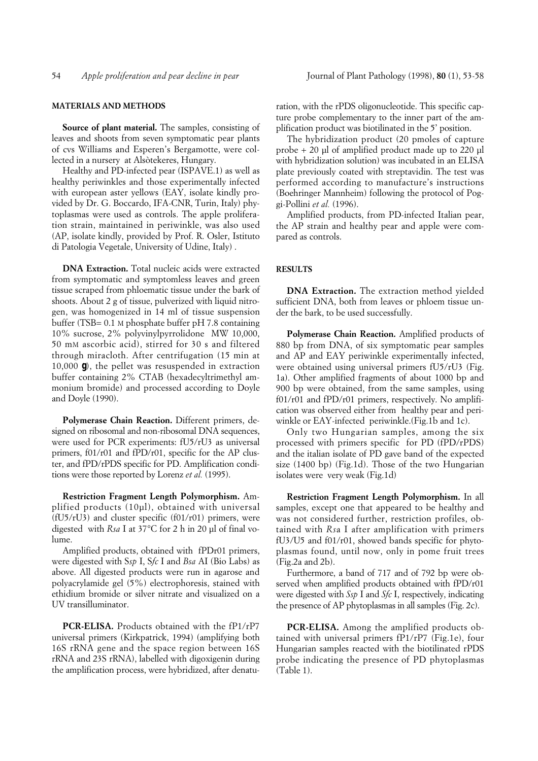## MATERIALS AND METHODS

**Source of plant material.** The samples, consisting of leaves and shoots from seven symptomatic pear plants of cvs Williams and Esperen's Bergamotte, were collected in a nursery at Alsòtekeres, Hungary.

Healthy and PD-infected pear (ISPAVE.1) as well as healthy periwinkles and those experimentally infected with european aster yellows (EAY, isolate kindly provided by Dr. G. Boccardo, IFA-CNR, Turin, Italy) phytoplasmas were used as controls. The apple proliferation strain, maintained in periwinkle, was also used (AP, isolate kindly, provided by Prof. R. Osler, Istituto di Patologia Vegetale, University of Udine, Italy) .

**DNA Extraction.** Total nucleic acids were extracted from symptomatic and symptomless leaves and green tissue scraped from phloematic tissue under the bark of shoots. About 2 g of tissue, pulverized with liquid nitrogen, was homogenized in 14 ml of tissue suspension buffer (TSB= 0.1 M phosphate buffer pH 7.8 containing 10% sucrose, 2% polyvinylpyrrolidone MW 10,000, 50 mM ascorbic acid), stirred for 30 s and filtered through miracloth. After centrifugation (15 min at 10,000 *g*), the pellet was resuspended in extraction buffer containing 2% CTAB (hexadecyltrimethyl ammonium bromide) and processed according to Doyle and Doyle (1990).

**Polymerase Chain Reaction.** Different primers, designed on ribosomal and non-ribosomal DNA sequences, were used for PCR experiments: fU5/rU3 as universal primers, f01/r01 and fPD/r01, specific for the AP cluster, and fPD/rPDS specific for PD. Amplification conditions were those reported by Lorenz *et al.* (1995).

**Restriction Fragment Length Polymorphism.** Amplified products (10µl), obtained with universal (fU5/rU3) and cluster specific (f01/r01) primers, were digested with *Rsa* I at 37°C for 2 h in 20 µl of final volume.

Amplified products, obtained with fPDr01 primers, were digested with S*sp* I, S*fc* I and *Bsa* AI (Bio Labs) as above. All digested products were run in agarose and polyacrylamide gel (5%) electrophoresis, stained with ethidium bromide or silver nitrate and visualized on a UV transilluminator.

**PCR-ELISA.** Products obtained with the fP1/rP7 universal primers (Kirkpatrick, 1994) (amplifying both 16S rRNA gene and the space region between 16S rRNA and 23S rRNA), labelled with digoxigenin during the amplification process, were hybridized, after denaturation, with the rPDS oligonucleotide. This specific capture probe complementary to the inner part of the amplification product was biotilinated in the 5' position.

The hybridization product (20 pmoles of capture probe + 20 µl of amplified product made up to 220 µl with hybridization solution) was incubated in an ELISA plate previously coated with streptavidin. The test was performed according to manufacture's instructions (Boehringer Mannheim) following the protocol of Poggi-Pollini *et al.* (1996).

Amplified products, from PD-infected Italian pear, the AP strain and healthy pear and apple were compared as controls.

## RESULTS

**DNA Extraction.** The extraction method yielded sufficient DNA, both from leaves or phloem tissue under the bark, to be used successfully.

**Polymerase Chain Reaction.** Amplified products of 880 bp from DNA, of six symptomatic pear samples and AP and EAY periwinkle experimentally infected, were obtained using universal primers fU5/rU3 (Fig. 1a). Other amplified fragments of about 1000 bp and 900 bp were obtained, from the same samples, using f01/r01 and fPD/r01 primers, respectively. No amplification was observed either from healthy pear and periwinkle or EAY-infected periwinkle.(Fig.1b and 1c).

Only two Hungarian samples, among the six processed with primers specific for PD (fPD/rPDS) and the italian isolate of PD gave band of the expected size (1400 bp) (Fig.1d). Those of the two Hungarian isolates were very weak (Fig.1d)

**Restriction Fragment Length Polymorphism.** In all samples, except one that appeared to be healthy and was not considered further, restriction profiles, obtained with *Rsa* I after amplification with primers fU3/U5 and f01/r01, showed bands specific for phytoplasmas found, until now, only in pome fruit trees (Fig.2a and 2b).

Furthermore, a band of 717 and of 792 bp were observed when amplified products obtained with fPD/r01 were digested with *Ssp* I and *Sfc* I, respectively, indicating the presence of AP phytoplasmas in all samples (Fig. 2c).

**PCR-ELISA.** Among the amplified products obtained with universal primers fP1/rP7 (Fig.1e), four Hungarian samples reacted with the biotilinated rPDS probe indicating the presence of PD phytoplasmas (Table 1).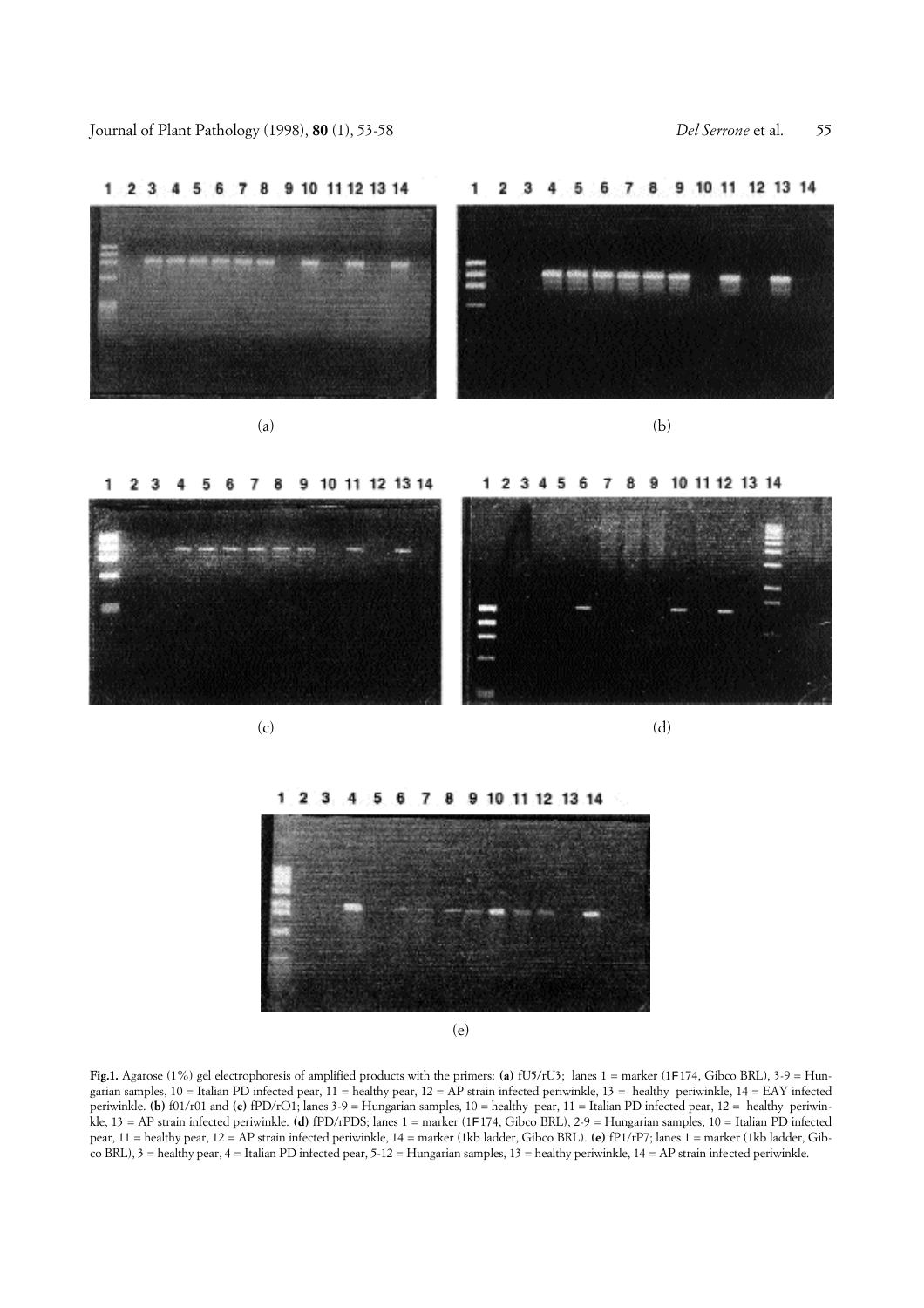(a)

(b)

(c)

(d)

(e)

**Fig.1.** Agarose (1%) gel electrophoresis of amplified products with the primers: **(a)** fU5/rU3; lanes 1 = marker (1F174, Gibco BRL), 3-9 = Hungarian samples, 10 = Italian PD infected pear, 11 = healthy pear, 12 = AP strain infected periwinkle, 13 = healthy periwinkle, 14 = EAY infected periwinkle. **(b)** f01/r01 and **(c)** fPD/rO1; lanes 3-9 = Hungarian samples, 10 = healthy pear, 11 = Italian PD infected pear, 12 = healthy periwinkle, 13 = AP strain infected periwinkle. **(d)** fPD/rPDS; lanes 1 = marker (1F174, Gibco BRL), 2-9 = Hungarian samples, 10 = Italian PD infected pear, 11 = healthy pear, 12 = AP strain infected periwinkle, 14 = marker (1kb ladder, Gibco BRL). **(e)** fP1/rP7; lanes 1 = marker (1kb ladder, Gibco BRL), 3 = healthy pear, 4 = Italian PD infected pear, 5-12 = Hungarian samples, 13 = healthy periwinkle, 14 = AP strain infected periwinkle.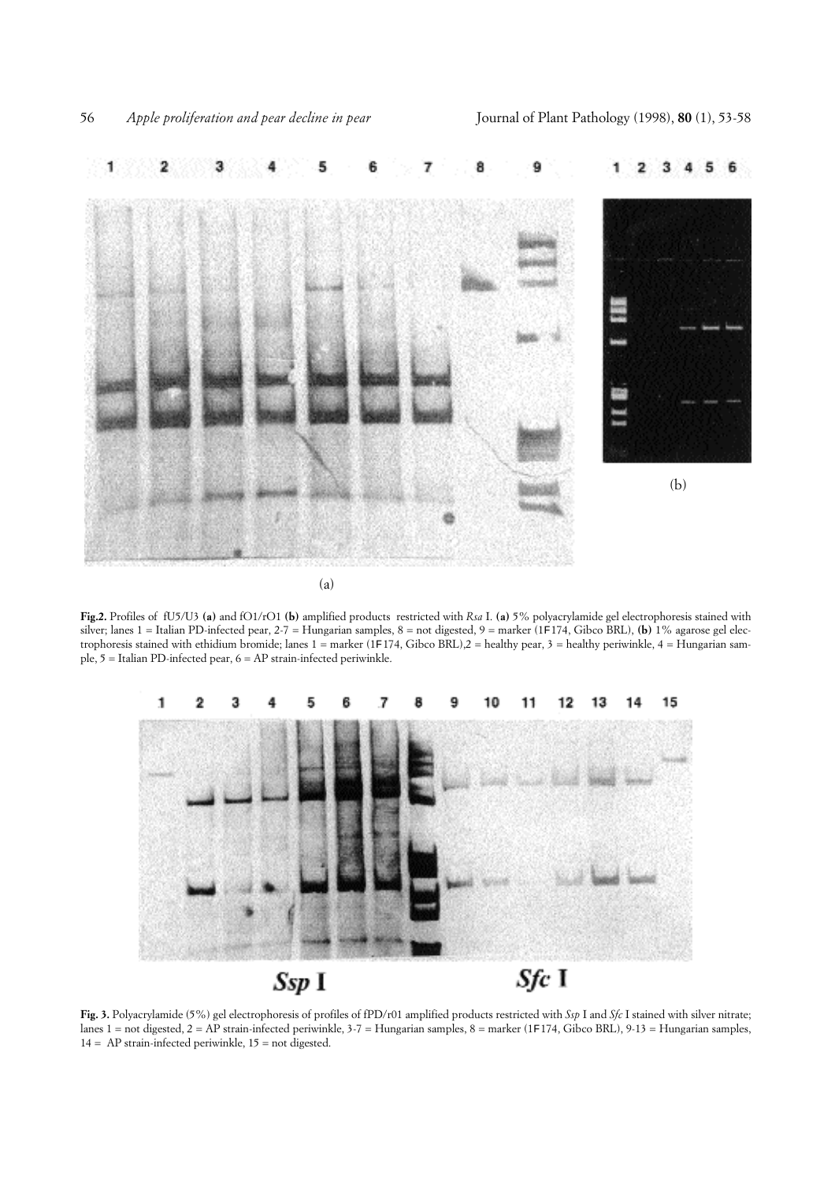Fig.2. Profiles of fU5/U3 **(a)** and fO1/rO1 **(b)** amplified products restricted with *Rsa* I. **(a)** 5% polyacrylamide gel electrophoresis stained with silver; lanes 1 = Italian PD-infected pear, 2-7 = Hungarian samples, 8 = not digested, 9 = marker (1F174, Gibco BRL), **(b)** 1% agarose gel electrophoresis stained with ethidium bromide; lanes 1 = marker (1F174, Gibco BRL),2 = healthy pear, 3 = healthy periwinkle, 4 = Hungarian sample, 5 = Italian PD-infected pear, 6 = AP strain-infected periwinkle.

**Fig. 3.** Polyacrylamide (5%) gel electrophoresis of profiles of fPD/r01 amplified products restricted with *Ssp* I and *Sfc* I stained with silver nitrate; lanes 1 = not digested, 2 = AP strain-infected periwinkle, 3-7 = Hungarian samples, 8 = marker (1F174, Gibco BRL), 9-13 = Hungarian samples, 14 = AP strain-infected periwinkle, 15 = not digested.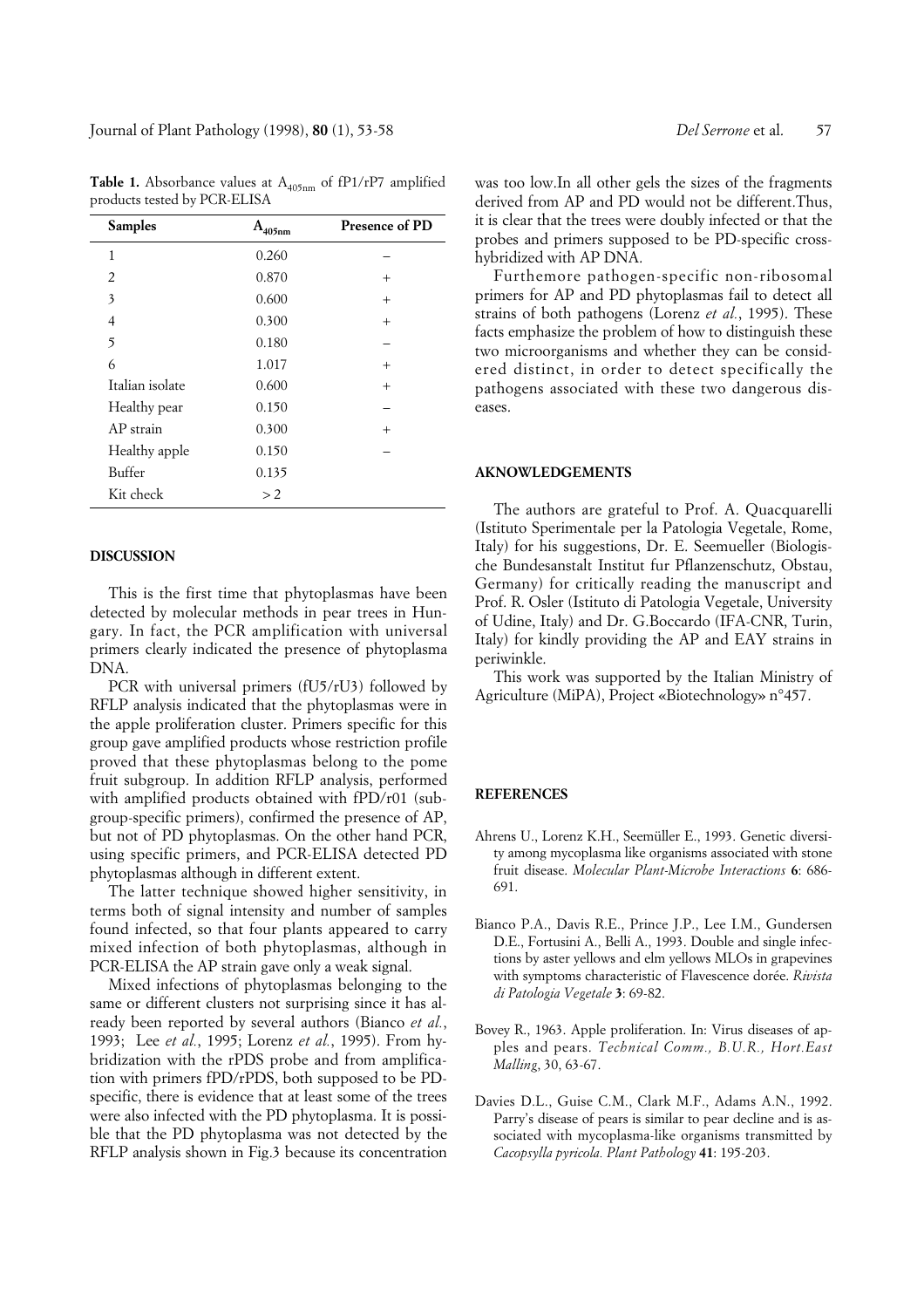**Table 1.** Absorbance values at $A_{405nm}$ of fP1/rP7 amplified products tested by PCR-ELISA

| Samples | $A_{405nm}$ | Presence of PD |
|---|---|---|
| 1 | 0.260 | – |
| 2 | 0.870 | + |
| 3 | 0.600 | + |
| 4 | 0.300 | + |
| 5 | 0.180 | – |
| 6 | 1.017 | + |
| Italian isolate | 0.600 | + |
| Healthy pear | 0.150 | – |
| AP strain | 0.300 | + |
| Healthy apple | 0.150 | – |
| Buffer | 0.135 | |
| Kit check | > 2 | |

## DISCUSSION

This is the first time that phytoplasmas have been detected by molecular methods in pear trees in Hungary. In fact, the PCR amplification with universal primers clearly indicated the presence of phytoplasma DNA.

PCR with universal primers (fU5/rU3) followed by RFLP analysis indicated that the phytoplasmas were in the apple proliferation cluster. Primers specific for this group gave amplified products whose restriction profile proved that these phytoplasmas belong to the pome fruit subgroup. In addition RFLP analysis, performed with amplified products obtained with fPD/r01 (subgroup-specific primers), confirmed the presence of AP, but not of PD phytoplasmas. On the other hand PCR, using specific primers, and PCR-ELISA detected PD phytoplasmas although in different extent.

The latter technique showed higher sensitivity, in terms both of signal intensity and number of samples found infected, so that four plants appeared to carry mixed infection of both phytoplasmas, although in PCR-ELISA the AP strain gave only a weak signal.

Mixed infections of phytoplasmas belonging to the same or different clusters not surprising since it has already been reported by several authors (Bianco *et al.*, 1993; Lee *et al.*, 1995; Lorenz *et al.*, 1995). From hybridization with the rPDS probe and from amplification with primers fPD/rPDS, both supposed to be PD-specific, there is evidence that at least some of the trees were also infected with the PD phytoplasma. It is possible that the PD phytoplasma was not detected by the RFLP analysis shown in Fig.3 because its concentration was too low.In all other gels the sizes of the fragments derived from AP and PD would not be different.Thus, it is clear that the trees were doubly infected or that the probes and primers supposed to be PD-specific cross-hybridized with AP DNA.

Furthermore pathogen-specific non-ribosomal primers for AP and PD phytoplasmas fail to detect all strains of both pathogens (Lorenz *et al.*, 1995). These facts emphasize the problem of how to distinguish these two microorganisms and whether they can be considered distinct, in order to detect specifically the pathogens associated with these two dangerous diseases.

## AKNOWLEDGEMENTS

The authors are grateful to Prof. A. Quacquarelli (Istituto Sperimentale per la Patologia Vegetale, Rome, Italy) for his suggestions, Dr. E. Seemueller (Biologische Bundesanstalt Institut fur Pflanzenschutz, Obstau, Germany) for critically reading the manuscript and Prof. R. Osler (Istituto di Patologia Vegetale, University of Udine, Italy) and Dr. G.Boccardo (IFA-CNR, Turin, Italy) for kindly providing the AP and EAY strains in periwinkle.

This work was supported by the Italian Ministry of Agriculture (MiPA), Project «Biotechnology» n°457.

## REFERENCES

Ahrens U., Lorenz K.H., Seemüller E., 1993. Genetic diversity among mycoplasma like organisms associated with stone fruit disease. *Molecular Plant-Microbe Interactions* **6**: 686-691.

Bianco P.A., Davis R.E., Prince J.P., Lee I.M., Gundersen D.E., Fortusini A., Belli A., 1993. Double and single infections by aster yellows and elm yellows MLOs in grapevines with symptoms characteristic of Flavescence dorée. *Rivista di Patologia Vegetale* **3**: 69-82.

Bovey R., 1963. Apple proliferation. In: Virus diseases of apples and pears. *Technical Comm., B.U.R., Hort.East Malling*, 30, 63-67.

Davies D.L., Guise C.M., Clark M.F., Adams A.N., 1992. Parry's disease of pears is similar to pear decline and is associated with mycoplasma-like organisms transmitted by *Cacopsylla pyricola. Plant Pathology* **41**: 195-203.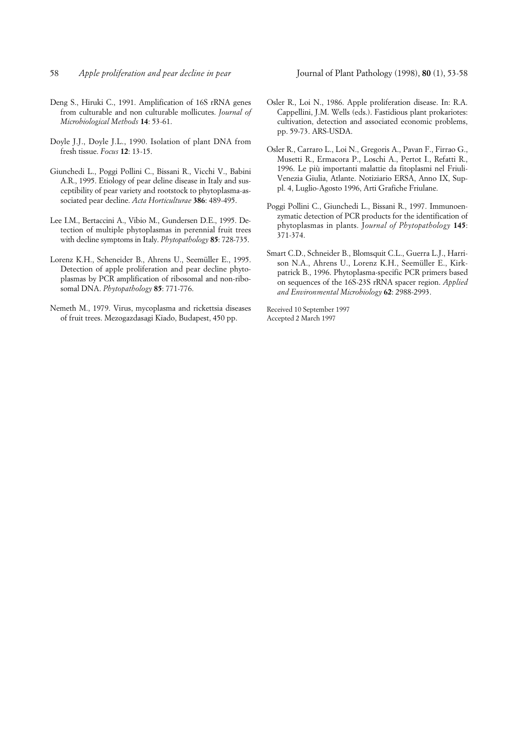Deng S., Hiruki C., 1991. Amplification of 16S rRNA genes from culturable and non culturable mollicutes. *Journal of Microbiological Methods* **14**: 53-61.

Doyle J.J., Doyle J.L., 1990. Isolation of plant DNA from fresh tissue. *Focus* **12**: 13-15.

Giunchedi L., Poggi Pollini C., Bissani R., Vicchi V., Babini A.R., 1995. Etiology of pear deline disease in Italy and susceptibility of pear variety and rootstock to phytoplasma-associated pear decline. *Acta Horticulturae* **386**: 489-495.

Lee I.M., Bertaccini A., Vibio M., Gundersen D.E., 1995. Detection of multiple phytoplasmas in perennial fruit trees with decline symptoms in Italy. *Phytopathology* **85**: 728-735.

Lorenz K.H., Scheneider B., Ahrens U., Seemüller E., 1995. Detection of apple proliferation and pear decline phytoplasmas by PCR amplification of ribosomal and non-ribosomal DNA. *Phytopathology* **85**: 771-776.

Nemeth M., 1979. Virus, mycoplasma and rickettsia diseases of fruit trees. Mezogazdasagi Kiado, Budapest, 450 pp.

Osler R., Loi N., 1986. Apple proliferation disease. In: R.A. Cappellini, J.M. Wells (eds.). Fastidious plant prokariotes: cultivation, detection and associated economic problems, pp. 59-73. ARS-USDA.

Osler R., Carraro L., Loi N., Gregoris A., Pavan F., Firrao G., Musetti R., Ermacora P., Loschi A., Pertot I., Refatti R., 1996. Le più importanti malattie da fitoplasmi nel Friuli-Venezia Giulia, Atlante. Notiziario ERSA, Anno IX, Suppl. 4, Luglio-Agosto 1996, Arti Grafiche Friulane.

Poggi Pollini C., Giunchedi L., Bissani R., 1997. Immunoenzymatic detection of PCR products for the identification of phytoplasmas in plants. *Journal of Phytopathology* **145**: 371-374.

Smart C.D., Schneider B., Blomsquit C.L., Guerra L.J., Harrison N.A., Ahrens U., Lorenz K.H., Seemüller E., Kirkpatrick B., 1996. Phytoplasma-specific PCR primers based on sequences of the 16S-23S rRNA spacer region. *Applied and Environmental Microbiology* **62**: 2988-2993.

Received 10 September 1997
Accepted 2 March 1997